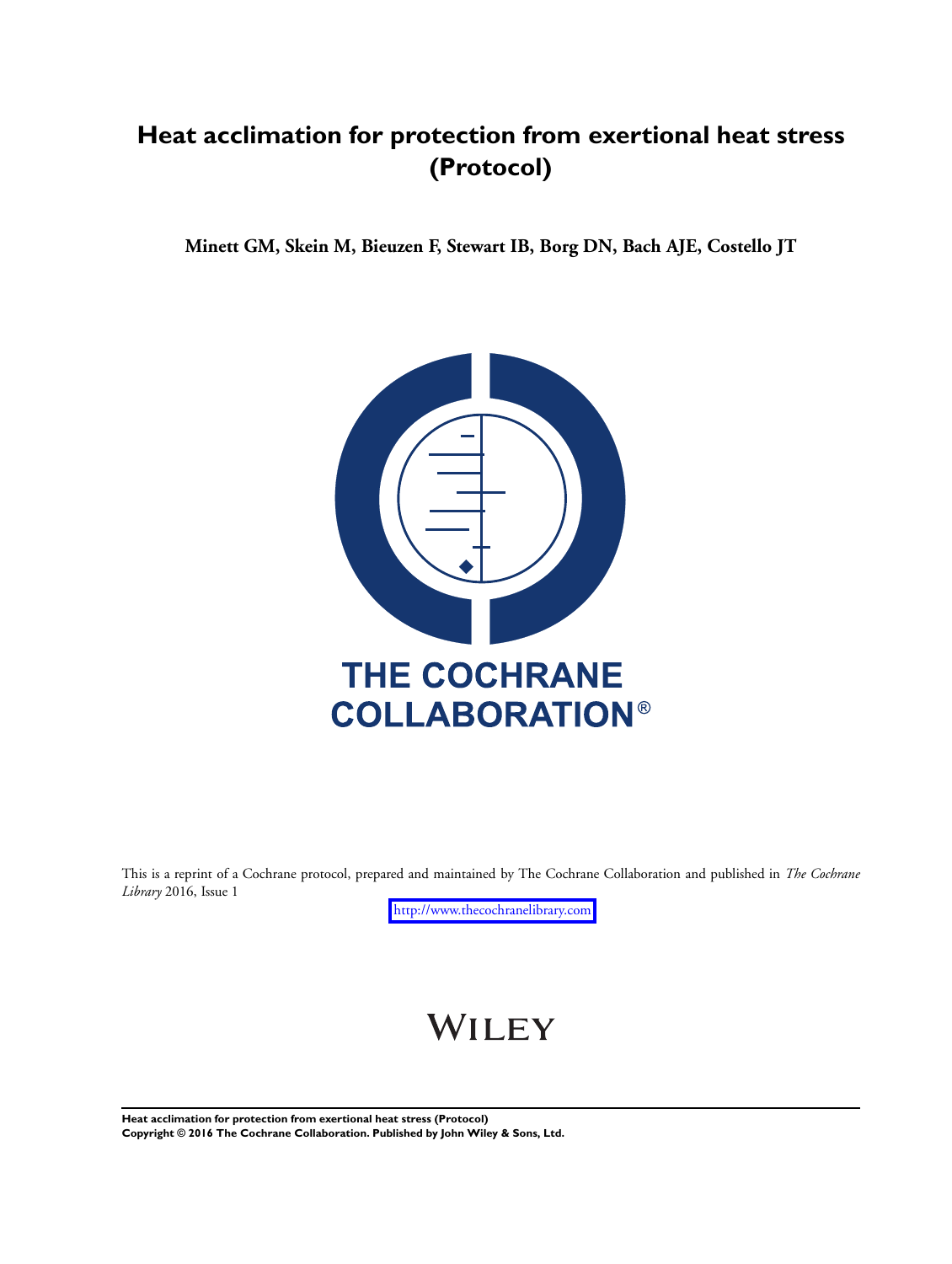# Heat acclimation for protection from exertional heat stress (Protocol)

**Minett GM, Skein M, Bieuzen F, Stewart IB, Borg DN, Bach AJE, Costello JT**

THE COCHRANE COLLABORATION®

This is a reprint of a Cochrane protocol, prepared and maintained by The Cochrane Collaboration and published in *The Cochrane Library* 2016, Issue 1

http://www.thecochranelibrary.com

WILEY

**Heat acclimation for protection from exertional heat stress (Protocol)**
**Copyright © 2016 The Cochrane Collaboration. Published by John Wiley & Sons, Ltd.**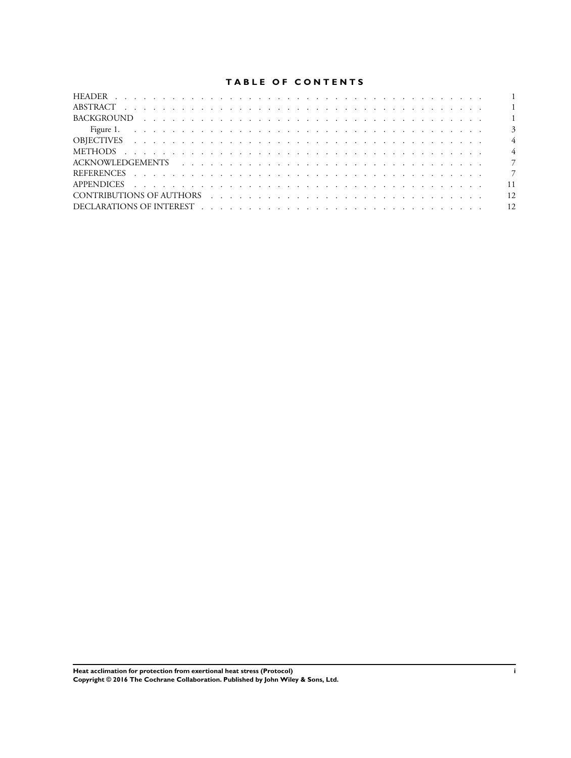# TABLE OF CONTENTS

| | |
|---|---|
| HEADER | 1 |
| ABSTRACT | 1 |
| BACKGROUND | 1 |
| Figure 1. | 3 |
| OBJECTIVES | 4 |
| METHODS | 4 |
| ACKNOWLEDGEMENTS | 7 |
| REFERENCES | 7 |
| APPENDICES | 11 |
| CONTRIBUTIONS OF AUTHORS | 12 |
| DECLARATIONS OF INTEREST | 12 |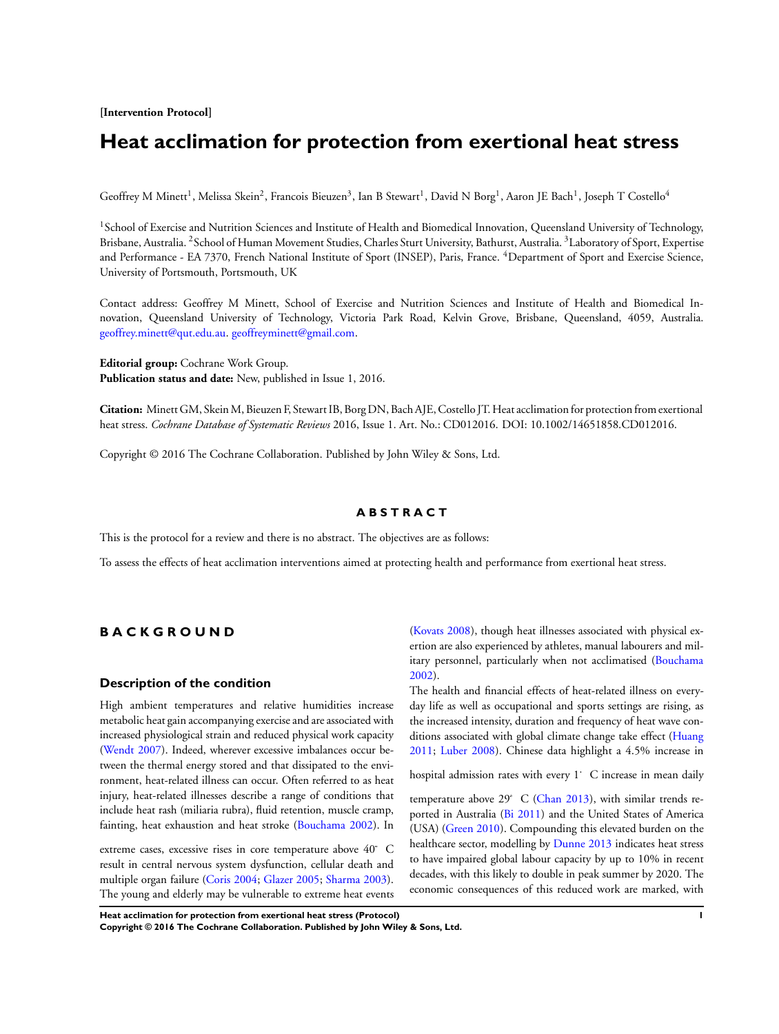[Intervention Protocol]

# Heat acclimation for protection from exertional heat stress

Geoffrey M Minett[1], Melissa Skein[2], Francois Bieuzen[3], Ian B Stewart[1], David N Borg[1], Aaron JE Bach[1], Joseph T Costello[4]

[1]School of Exercise and Nutrition Sciences and Institute of Health and Biomedical Innovation, Queensland University of Technology, Brisbane, Australia. [2]School of Human Movement Studies, Charles Sturt University, Bathurst, Australia. [3]Laboratory of Sport, Expertise and Performance - EA 7370, French National Institute of Sport (INSEP), Paris, France. [4]Department of Sport and Exercise Science, University of Portsmouth, Portsmouth, UK

Contact address: Geoffrey M Minett, School of Exercise and Nutrition Sciences and Institute of Health and Biomedical Innovation, Queensland University of Technology, Victoria Park Road, Kelvin Grove, Brisbane, Queensland, 4059, Australia. geoffrey.minett@qut.edu.au. geoffreyminett@gmail.com.

**Editorial group:** Cochrane Work Group.
**Publication status and date:** New, published in Issue 1, 2016.

**Citation:** Minett GM, Skein M, Bieuzen F, Stewart IB, Borg DN, Bach AJE, Costello JT. Heat acclimation for protection from exertional heat stress. *Cochrane Database of Systematic Reviews* 2016, Issue 1. Art. No.: CD012016. DOI: 10.1002/14651858.CD012016.

Copyright © 2016 The Cochrane Collaboration. Published by John Wiley & Sons, Ltd.

## ABSTRACT

This is the protocol for a review and there is no abstract. The objectives are as follows:

To assess the effects of heat acclimation interventions aimed at protecting health and performance from exertional heat stress.

## BACKGROUND

### Description of the condition

High ambient temperatures and relative humidities increase metabolic heat gain accompanying exercise and are associated with increased physiological strain and reduced physical work capacity (Wendt 2007). Indeed, wherever excessive imbalances occur between the thermal energy stored and that dissipated to the environment, heat-related illness can occur. Often referred to as heat injury, heat-related illnesses describe a range of conditions that include heat rash (miliaria rubra), fluid retention, muscle cramp, fainting, heat exhaustion and heat stroke (Bouchama 2002). In extreme cases, excessive rises in core temperature above 40° C result in central nervous system dysfunction, cellular death and multiple organ failure (Coris 2004; Glazer 2005; Sharma 2003). The young and elderly may be vulnerable to extreme heat events (Kovats 2008), though heat illnesses associated with physical exertion are also experienced by athletes, manual labourers and military personnel, particularly when not acclimatised (Bouchama 2002).

The health and financial effects of heat-related illness on everyday life as well as occupational and sports settings are rising, as the increased intensity, duration and frequency of heat wave conditions associated with global climate change take effect (Huang 2011; Luber 2008). Chinese data highlight a 4.5% increase in hospital admission rates with every 1° C increase in mean daily temperature above 29° C (Chan 2013), with similar trends reported in Australia (Bi 2011) and the United States of America (USA) (Green 2010). Compounding this elevated burden on the healthcare sector, modelling by Dunne 2013 indicates heat stress to have impaired global labour capacity by up to 10% in recent decades, with this likely to double in peak summer by 2020. The economic consequences of this reduced work are marked, with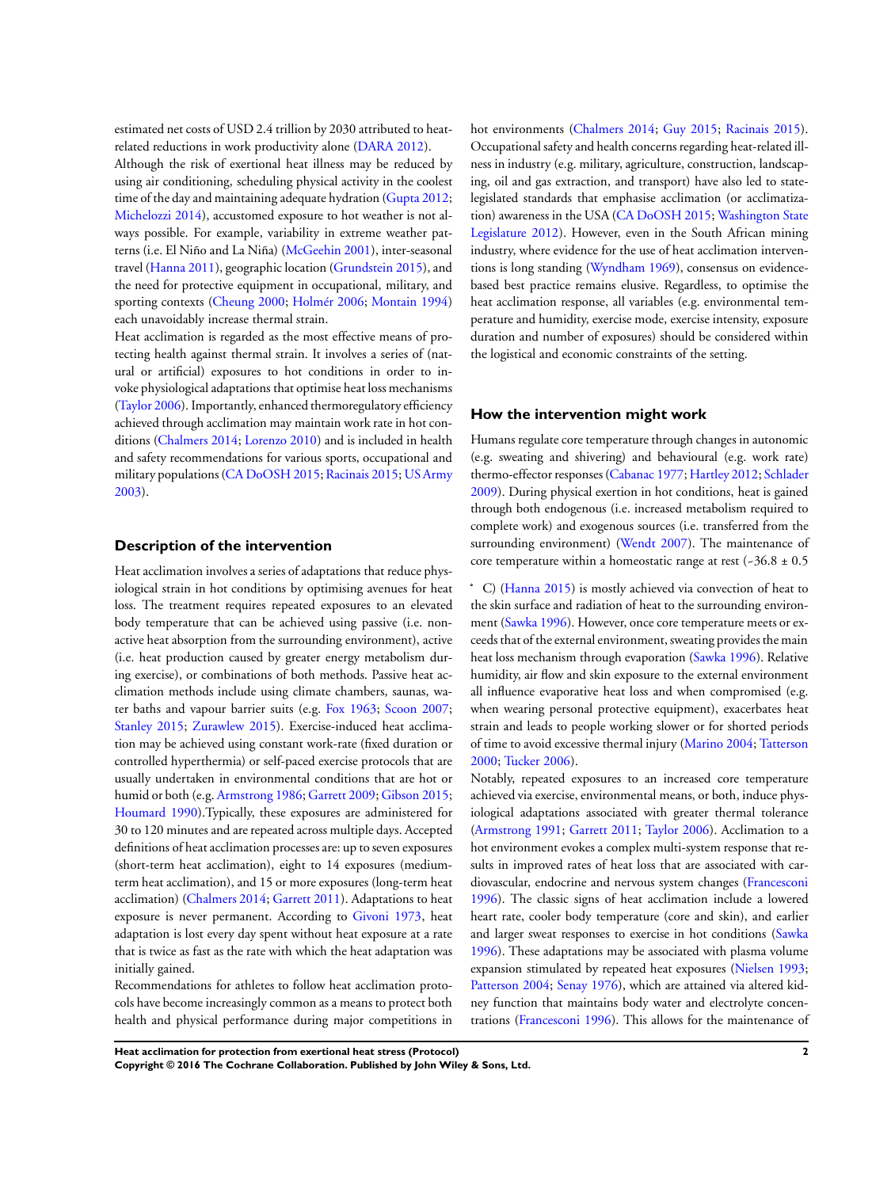estimated net costs of USD 2.4 trillion by 2030 attributed to heat-related reductions in work productivity alone (DARA 2012).

Although the risk of exertional heat illness may be reduced by using air conditioning, scheduling physical activity in the coolest time of the day and maintaining adequate hydration (Gupta 2012; Michelozzi 2014), accustomed exposure to hot weather is not always possible. For example, variability in extreme weather patterns (i.e. El Niño and La Niña) (McGeehin 2001), inter-seasonal travel (Hanna 2011), geographic location (Grundstein 2015), and the need for protective equipment in occupational, military, and sporting contexts (Cheung 2000; Holmér 2006; Montain 1994) each unavoidably increase thermal strain.

Heat acclimation is regarded as the most effective means of protecting health against thermal strain. It involves a series of (natural or artificial) exposures to hot conditions in order to invoke physiological adaptations that optimise heat loss mechanisms (Taylor 2006). Importantly, enhanced thermoregulatory efficiency achieved through acclimation may maintain work rate in hot conditions (Chalmers 2014; Lorenzo 2010) and is included in health and safety recommendations for various sports, occupational and military populations (CA DoOSH 2015; Racinais 2015; US Army 2003).

## Description of the intervention

Heat acclimation involves a series of adaptations that reduce physiological strain in hot conditions by optimising avenues for heat loss. The treatment requires repeated exposures to an elevated body temperature that can be achieved using passive (i.e. non-active heat absorption from the surrounding environment), active (i.e. heat production caused by greater energy metabolism during exercise), or combinations of both methods. Passive heat acclimation methods include using climate chambers, saunas, water baths and vapour barrier suits (e.g. Fox 1963; Scoon 2007; Stanley 2015; Zurawlew 2015). Exercise-induced heat acclimation may be achieved using constant work-rate (fixed duration or controlled hyperthermia) or self-paced exercise protocols that are usually undertaken in environmental conditions that are hot or humid or both (e.g. Armstrong 1986; Garrett 2009; Gibson 2015; Houmard 1990).Typically, these exposures are administered for 30 to 120 minutes and are repeated across multiple days. Accepted definitions of heat acclimation processes are: up to seven exposures (short-term heat acclimation), eight to 14 exposures (medium-term heat acclimation), and 15 or more exposures (long-term heat acclimation) (Chalmers 2014; Garrett 2011). Adaptations to heat exposure is never permanent. According to Givoni 1973, heat adaptation is lost every day spent without heat exposure at a rate that is twice as fast as the rate with which the heat adaptation was initially gained.

Recommendations for athletes to follow heat acclimation protocols have become increasingly common as a means to protect both health and physical performance during major competitions in hot environments (Chalmers 2014; Guy 2015; Racinais 2015). Occupational safety and health concerns regarding heat-related illness in industry (e.g. military, agriculture, construction, landscaping, oil and gas extraction, and transport) have also led to state-legislated standards that emphasise acclimation (or acclimatization) awareness in the USA (CA DoOSH 2015; Washington State Legislature 2012). However, even in the South African mining industry, where evidence for the use of heat acclimation interventions is long standing (Wyndham 1969), consensus on evidence-based best practice remains elusive. Regardless, to optimise the heat acclimation response, all variables (e.g. environmental temperature and humidity, exercise mode, exercise intensity, exposure duration and number of exposures) should be considered within the logistical and economic constraints of the setting.

## How the intervention might work

Humans regulate core temperature through changes in autonomic (e.g. sweating and shivering) and behavioural (e.g. work rate) thermo-effector responses (Cabanac 1977; Hartley 2012; Schlader 2009). During physical exertion in hot conditions, heat is gained through both endogenous (i.e. increased metabolism required to complete work) and exogenous sources (i.e. transferred from the surrounding environment) (Wendt 2007). The maintenance of core temperature within a homeostatic range at rest (~36.8 ± 0.5 °C) (Hanna 2015) is mostly achieved via convection of heat to the skin surface and radiation of heat to the surrounding environment (Sawka 1996). However, once core temperature meets or exceeds that of the external environment, sweating provides the main heat loss mechanism through evaporation (Sawka 1996). Relative humidity, air flow and skin exposure to the external environment all influence evaporative heat loss and when compromised (e.g. when wearing personal protective equipment), exacerbates heat strain and leads to people working slower or for shorted periods of time to avoid excessive thermal injury (Marino 2004; Tatterson 2000; Tucker 2006).

Notably, repeated exposures to an increased core temperature achieved via exercise, environmental means, or both, induce physiological adaptations associated with greater thermal tolerance (Armstrong 1991; Garrett 2011; Taylor 2006). Acclimation to a hot environment evokes a complex multi-system response that results in improved rates of heat loss that are associated with cardiovascular, endocrine and nervous system changes (Francesconi 1996). The classic signs of heat acclimation include a lowered heart rate, cooler body temperature (core and skin), and earlier and larger sweat responses to exercise in hot conditions (Sawka 1996). These adaptations may be associated with plasma volume expansion stimulated by repeated heat exposures (Nielsen 1993; Patterson 2004; Senay 1976), which are attained via altered kidney function that maintains body water and electrolyte concentrations (Francesconi 1996). This allows for the maintenance of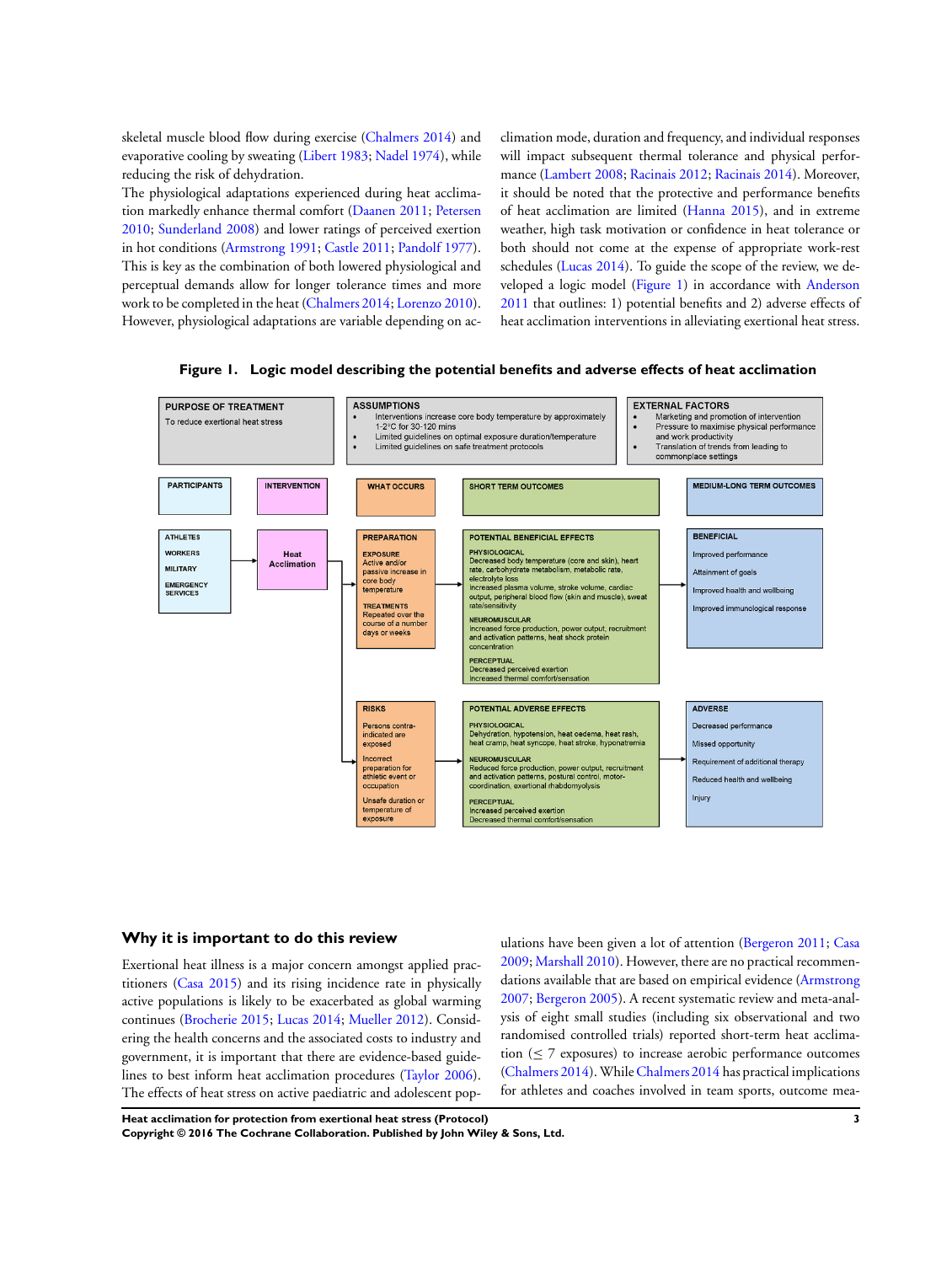skeletal muscle blood flow during exercise (Chalmers 2014) and evaporative cooling by sweating (Libert 1983; Nadel 1974), while reducing the risk of dehydration.

The physiological adaptations experienced during heat acclimation markedly enhance thermal comfort (Daanen 2011; Petersen 2010; Sunderland 2008) and lower ratings of perceived exertion in hot conditions (Armstrong 1991; Castle 2011; Pandolf 1977). This is key as the combination of both lowered physiological and perceptual demands allow for longer tolerance times and more work to be completed in the heat (Chalmers 2014; Lorenzo 2010). However, physiological adaptations are variable depending on acclimation mode, duration and frequency, and individual responses will impact subsequent thermal tolerance and physical performance (Lambert 2008; Racinais 2012; Racinais 2014). Moreover, it should be noted that the protective and performance benefits of heat acclimation are limited (Hanna 2015), and in extreme weather, high task motivation or confidence in heat tolerance or both should not come at the expense of appropriate work-rest schedules (Lucas 2014). To guide the scope of the review, we developed a logic model (Figure 1) in accordance with Anderson 2011 that outlines: 1) potential benefits and 2) adverse effects of heat acclimation interventions in alleviating exertional heat stress.

**Figure 1. Logic model describing the potential benefits and adverse effects of heat acclimation**

**PURPOSE OF TREATMENT**
To reduce exertional heat stress

**ASSUMPTIONS**
- Interventions increase core body temperature by approximately 1-2°C for 30-120 mins
- Limited guidelines on optimal exposure duration/temperature
- Limited guidelines on safe treatment protocols

**EXTERNAL FACTORS**
- Marketing and promotion of intervention
- Pressure to maximise physical performance and work productivity
- Translation of trends from leading to commonplace settings

**PARTICIPANTS**
ATHLETES
WORKERS
MILITARY
EMERGENCY SERVICES

**INTERVENTION**
Heat Acclimation

**WHAT OCCURS**

PREPARATION
EXPOSURE: Active and/or passive increase in core body temperature
TREATMENTS: Repeated over the course of a number days or weeks

RISKS
Persons contra-indicated are exposed
Incorrect preparation for athletic event or occupation
Unsafe duration or temperature of exposure

**SHORT TERM OUTCOMES**

POTENTIAL BENEFICIAL EFFECTS
PHYSIOLOGICAL: Decreased body temperature (core and skin), heart rate, carbohydrate metabolism, metabolic rate, electrolyte loss; Increased plasma volume, stroke volume, cardiac output, peripheral blood flow (skin and muscle), sweat rate/sensitivity
NEUROMUSCULAR: Increased force production, power output, recruitment and activation patterns, heat shock protein concentration
PERCEPTUAL: Decreased perceived exertion; Increased thermal comfort/sensation

POTENTIAL ADVERSE EFFECTS
PHYSIOLOGICAL: Dehydration, hypotension, heat oedema, heat rash, heat cramp, heat syncope, heat stroke, hyponatremia
NEUROMUSCULAR: Reduced force production, power output, recruitment and activation patterns, postural control, motor-coordination, exertional rhabdomyolysis
PERCEPTUAL: Increased perceived exertion; Decreased thermal comfort/sensation

**MEDIUM-LONG TERM OUTCOMES**

BENEFICIAL
Improved performance
Attainment of goals
Improved health and wellbeing
Improved immunological response

ADVERSE
Decreased performance
Missed opportunity
Requirement of additional therapy
Reduced health and wellbeing
Injury

## Why it is important to do this review

Exertional heat illness is a major concern amongst applied practitioners (Casa 2015) and its rising incidence rate in physically active populations is likely to be exacerbated as global warming continues (Brocherie 2015; Lucas 2014; Mueller 2012). Considering the health concerns and the associated costs to industry and government, it is important that there are evidence-based guidelines to best inform heat acclimation procedures (Taylor 2006). The effects of heat stress on active paediatric and adolescent populations have been given a lot of attention (Bergeron 2011; Casa 2009; Marshall 2010). However, there are no practical recommendations available that are based on empirical evidence (Armstrong 2007; Bergeron 2005). A recent systematic review and meta-analysis of eight small studies (including six observational and two randomised controlled trials) reported short-term heat acclimation ($\leq$ 7 exposures) to increase aerobic performance outcomes (Chalmers 2014). While Chalmers 2014 has practical implications for athletes and coaches involved in team sports, outcome mea-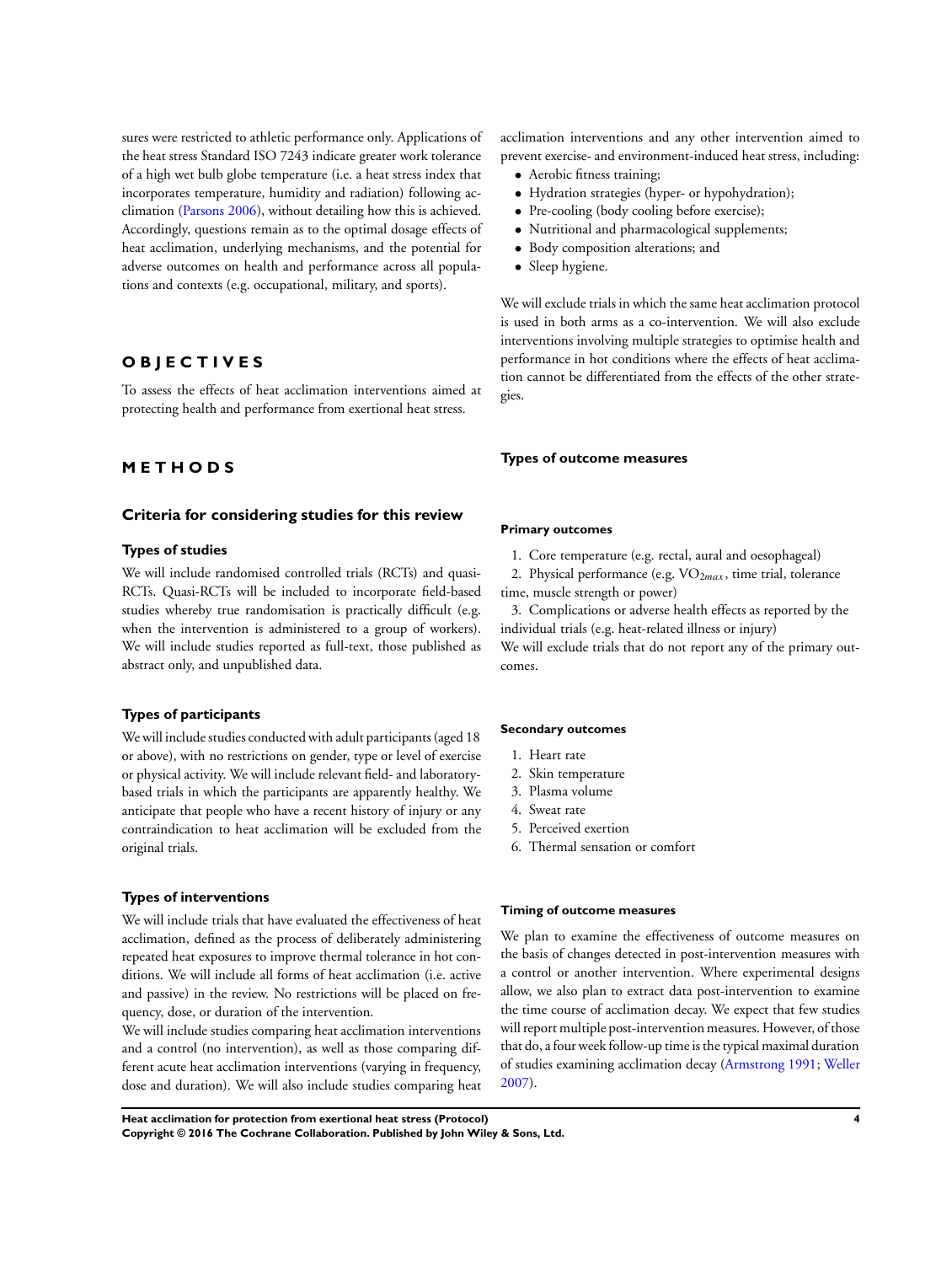sures were restricted to athletic performance only. Applications of the heat stress Standard ISO 7243 indicate greater work tolerance of a high wet bulb globe temperature (i.e. a heat stress index that incorporates temperature, humidity and radiation) following acclimation (Parsons 2006), without detailing how this is achieved. Accordingly, questions remain as to the optimal dosage effects of heat acclimation, underlying mechanisms, and the potential for adverse outcomes on health and performance across all populations and contexts (e.g. occupational, military, and sports).

# OBJECTIVES

To assess the effects of heat acclimation interventions aimed at protecting health and performance from exertional heat stress.

# METHODS

## Criteria for considering studies for this review

### Types of studies

We will include randomised controlled trials (RCTs) and quasi-RCTs. Quasi-RCTs will be included to incorporate field-based studies whereby true randomisation is practically difficult (e.g. when the intervention is administered to a group of workers). We will include studies reported as full-text, those published as abstract only, and unpublished data.

### Types of participants

We will include studies conducted with adult participants (aged 18 or above), with no restrictions on gender, type or level of exercise or physical activity. We will include relevant field- and laboratory-based trials in which the participants are apparently healthy. We anticipate that people who have a recent history of injury or any contraindication to heat acclimation will be excluded from the original trials.

### Types of interventions

We will include trials that have evaluated the effectiveness of heat acclimation, defined as the process of deliberately administering repeated heat exposures to improve thermal tolerance in hot conditions. We will include all forms of heat acclimation (i.e. active and passive) in the review. No restrictions will be placed on frequency, dose, or duration of the intervention.

We will include studies comparing heat acclimation interventions and a control (no intervention), as well as those comparing different acute heat acclimation interventions (varying in frequency, dose and duration). We will also include studies comparing heat acclimation interventions and any other intervention aimed to prevent exercise- and environment-induced heat stress, including:

- Aerobic fitness training;
- Hydration strategies (hyper- or hypohydration);
- Pre-cooling (body cooling before exercise);
- Nutritional and pharmacological supplements;
- Body composition alterations; and
- Sleep hygiene.

We will exclude trials in which the same heat acclimation protocol is used in both arms as a co-intervention. We will also exclude interventions involving multiple strategies to optimise health and performance in hot conditions where the effects of heat acclimation cannot be differentiated from the effects of the other strategies.

### Types of outcome measures

#### Primary outcomes

1. Core temperature (e.g. rectal, aural and oesophageal)
2. Physical performance (e.g. $VO_{2max}$, time trial, tolerance time, muscle strength or power)
3. Complications or adverse health effects as reported by the individual trials (e.g. heat-related illness or injury)

We will exclude trials that do not report any of the primary outcomes.

#### Secondary outcomes

1. Heart rate
2. Skin temperature
3. Plasma volume
4. Sweat rate
5. Perceived exertion
6. Thermal sensation or comfort

#### Timing of outcome measures

We plan to examine the effectiveness of outcome measures on the basis of changes detected in post-intervention measures with a control or another intervention. Where experimental designs allow, we also plan to extract data post-intervention to examine the time course of acclimation decay. We expect that few studies will report multiple post-intervention measures. However, of those that do, a four week follow-up time is the typical maximal duration of studies examining acclimation decay (Armstrong 1991; Weller 2007).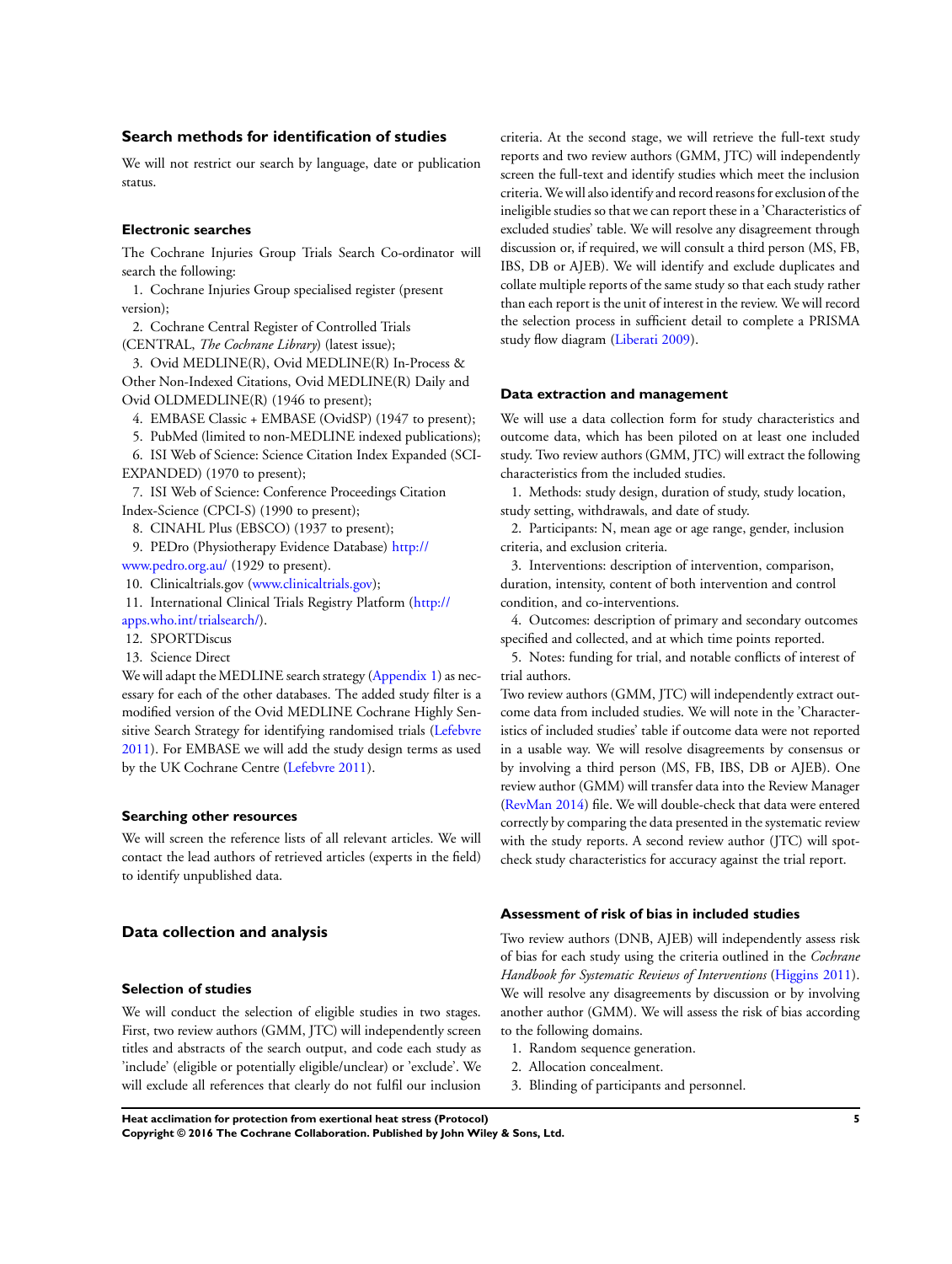## Search methods for identification of studies

We will not restrict our search by language, date or publication status.

### Electronic searches

The Cochrane Injuries Group Trials Search Co-ordinator will search the following:

1. Cochrane Injuries Group specialised register (present version);
2. Cochrane Central Register of Controlled Trials (CENTRAL, *The Cochrane Library*) (latest issue);
3. Ovid MEDLINE(R), Ovid MEDLINE(R) In-Process & Other Non-Indexed Citations, Ovid MEDLINE(R) Daily and Ovid OLDMEDLINE(R) (1946 to present);
4. EMBASE Classic + EMBASE (OvidSP) (1947 to present);
5. PubMed (limited to non-MEDLINE indexed publications);
6. ISI Web of Science: Science Citation Index Expanded (SCI-EXPANDED) (1970 to present);
7. ISI Web of Science: Conference Proceedings Citation Index-Science (CPCI-S) (1990 to present);
8. CINAHL Plus (EBSCO) (1937 to present);
9. PEDro (Physiotherapy Evidence Database) http://www.pedro.org.au/ (1929 to present).
10. Clinicaltrials.gov (www.clinicaltrials.gov);
11. International Clinical Trials Registry Platform (http://apps.who.int/trialsearch/).
12. SPORTDiscus
13. Science Direct

We will adapt the MEDLINE search strategy (Appendix 1) as necessary for each of the other databases. The added study filter is a modified version of the Ovid MEDLINE Cochrane Highly Sensitive Search Strategy for identifying randomised trials (Lefebvre 2011). For EMBASE we will add the study design terms as used by the UK Cochrane Centre (Lefebvre 2011).

### Searching other resources

We will screen the reference lists of all relevant articles. We will contact the lead authors of retrieved articles (experts in the field) to identify unpublished data.

## Data collection and analysis

### Selection of studies

We will conduct the selection of eligible studies in two stages. First, two review authors (GMM, JTC) will independently screen titles and abstracts of the search output, and code each study as 'include' (eligible or potentially eligible/unclear) or 'exclude'. We will exclude all references that clearly do not fulfil our inclusion criteria. At the second stage, we will retrieve the full-text study reports and two review authors (GMM, JTC) will independently screen the full-text and identify studies which meet the inclusion criteria. We will also identify and record reasons for exclusion of the ineligible studies so that we can report these in a 'Characteristics of excluded studies' table. We will resolve any disagreement through discussion or, if required, we will consult a third person (MS, FB, IBS, DB or AJEB). We will identify and exclude duplicates and collate multiple reports of the same study so that each study rather than each report is the unit of interest in the review. We will record the selection process in sufficient detail to complete a PRISMA study flow diagram (Liberati 2009).

### Data extraction and management

We will use a data collection form for study characteristics and outcome data, which has been piloted on at least one included study. Two review authors (GMM, JTC) will extract the following characteristics from the included studies.

1. Methods: study design, duration of study, study location, study setting, withdrawals, and date of study.
2. Participants: N, mean age or age range, gender, inclusion criteria, and exclusion criteria.
3. Interventions: description of intervention, comparison, duration, intensity, content of both intervention and control condition, and co-interventions.
4. Outcomes: description of primary and secondary outcomes specified and collected, and at which time points reported.
5. Notes: funding for trial, and notable conflicts of interest of trial authors.

Two review authors (GMM, JTC) will independently extract outcome data from included studies. We will note in the 'Characteristics of included studies' table if outcome data were not reported in a usable way. We will resolve disagreements by consensus or by involving a third person (MS, FB, IBS, DB or AJEB). One review author (GMM) will transfer data into the Review Manager (RevMan 2014) file. We will double-check that data were entered correctly by comparing the data presented in the systematic review with the study reports. A second review author (JTC) will spot-check study characteristics for accuracy against the trial report.

### Assessment of risk of bias in included studies

Two review authors (DNB, AJEB) will independently assess risk of bias for each study using the criteria outlined in the *Cochrane Handbook for Systematic Reviews of Interventions* (Higgins 2011). We will resolve any disagreements by discussion or by involving another author (GMM). We will assess the risk of bias according to the following domains.

1. Random sequence generation.
2. Allocation concealment.
3. Blinding of participants and personnel.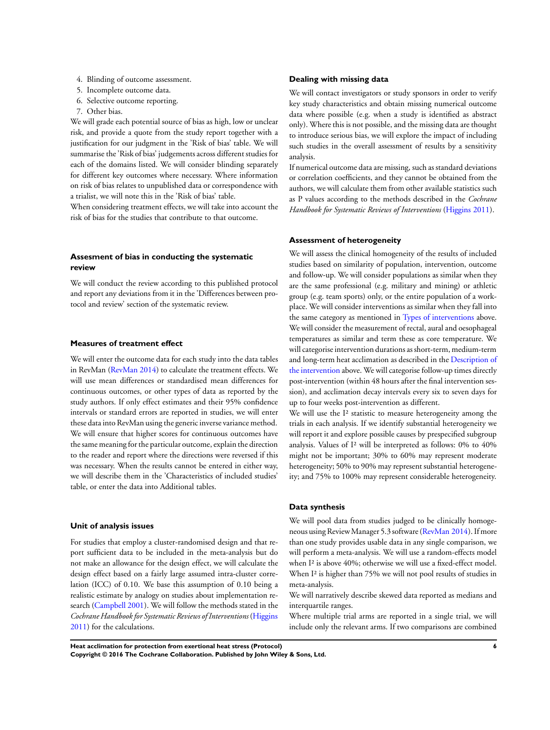4. Blinding of outcome assessment.
5. Incomplete outcome data.
6. Selective outcome reporting.
7. Other bias.

We will grade each potential source of bias as high, low or unclear risk, and provide a quote from the study report together with a justification for our judgment in the 'Risk of bias' table. We will summarise the 'Risk of bias' judgements across different studies for each of the domains listed. We will consider blinding separately for different key outcomes where necessary. Where information on risk of bias relates to unpublished data or correspondence with a trialist, we will note this in the 'Risk of bias' table.

When considering treatment effects, we will take into account the risk of bias for the studies that contribute to that outcome.

### Assesment of bias in conducting the systematic review

We will conduct the review according to this published protocol and report any deviations from it in the 'Differences between protocol and review' section of the systematic review.

### Measures of treatment effect

We will enter the outcome data for each study into the data tables in RevMan (RevMan 2014) to calculate the treatment effects. We will use mean differences or standardised mean differences for continuous outcomes, or other types of data as reported by the study authors. If only effect estimates and their 95% confidence intervals or standard errors are reported in studies, we will enter these data into RevMan using the generic inverse variance method. We will ensure that higher scores for continuous outcomes have the same meaning for the particular outcome, explain the direction to the reader and report where the directions were reversed if this was necessary. When the results cannot be entered in either way, we will describe them in the 'Characteristics of included studies' table, or enter the data into Additional tables.

### Unit of analysis issues

For studies that employ a cluster-randomised design and that report sufficient data to be included in the meta-analysis but do not make an allowance for the design effect, we will calculate the design effect based on a fairly large assumed intra-cluster correlation (ICC) of 0.10. We base this assumption of 0.10 being a realistic estimate by analogy on studies about implementation research (Campbell 2001). We will follow the methods stated in the *Cochrane Handbook for Systematic Reviews of Interventions* (Higgins 2011) for the calculations.

### Dealing with missing data

We will contact investigators or study sponsors in order to verify key study characteristics and obtain missing numerical outcome data where possible (e.g. when a study is identified as abstract only). Where this is not possible, and the missing data are thought to introduce serious bias, we will explore the impact of including such studies in the overall assessment of results by a sensitivity analysis.

If numerical outcome data are missing, such as standard deviations or correlation coefficients, and they cannot be obtained from the authors, we will calculate them from other available statistics such as P values according to the methods described in the *Cochrane Handbook for Systematic Reviews of Interventions* (Higgins 2011).

### Assessment of heterogeneity

We will assess the clinical homogeneity of the results of included studies based on similarity of population, intervention, outcome and follow-up. We will consider populations as similar when they are the same professional (e.g. military and mining) or athletic group (e.g. team sports) only, or the entire population of a workplace. We will consider interventions as similar when they fall into the same category as mentioned in Types of interventions above. We will consider the measurement of rectal, aural and oesophageal temperatures as similar and term these as core temperature. We will categorise intervention durations as short-term, medium-term and long-term heat acclimation as described in the Description of the intervention above. We will categorise follow-up times directly post-intervention (within 48 hours after the final intervention session), and acclimation decay intervals every six to seven days for up to four weeks post-intervention as different.

We will use the $I^2$ statistic to measure heterogeneity among the trials in each analysis. If we identify substantial heterogeneity we will report it and explore possible causes by prespecified subgroup analysis. Values of $I^2$ will be interpreted as follows: 0% to 40% might not be important; 30% to 60% may represent moderate heterogeneity; 50% to 90% may represent substantial heterogeneity; and 75% to 100% may represent considerable heterogeneity.

### Data synthesis

We will pool data from studies judged to be clinically homogeneous using Review Manager 5.3 software (RevMan 2014). If more than one study provides usable data in any single comparison, we will perform a meta-analysis. We will use a random-effects model when $I^2$ is above 40%; otherwise we will use a fixed-effect model. When $I^2$ is higher than 75% we will not pool results of studies in meta-analysis.

We will narratively describe skewed data reported as medians and interquartile ranges.

Where multiple trial arms are reported in a single trial, we will include only the relevant arms. If two comparisons are combined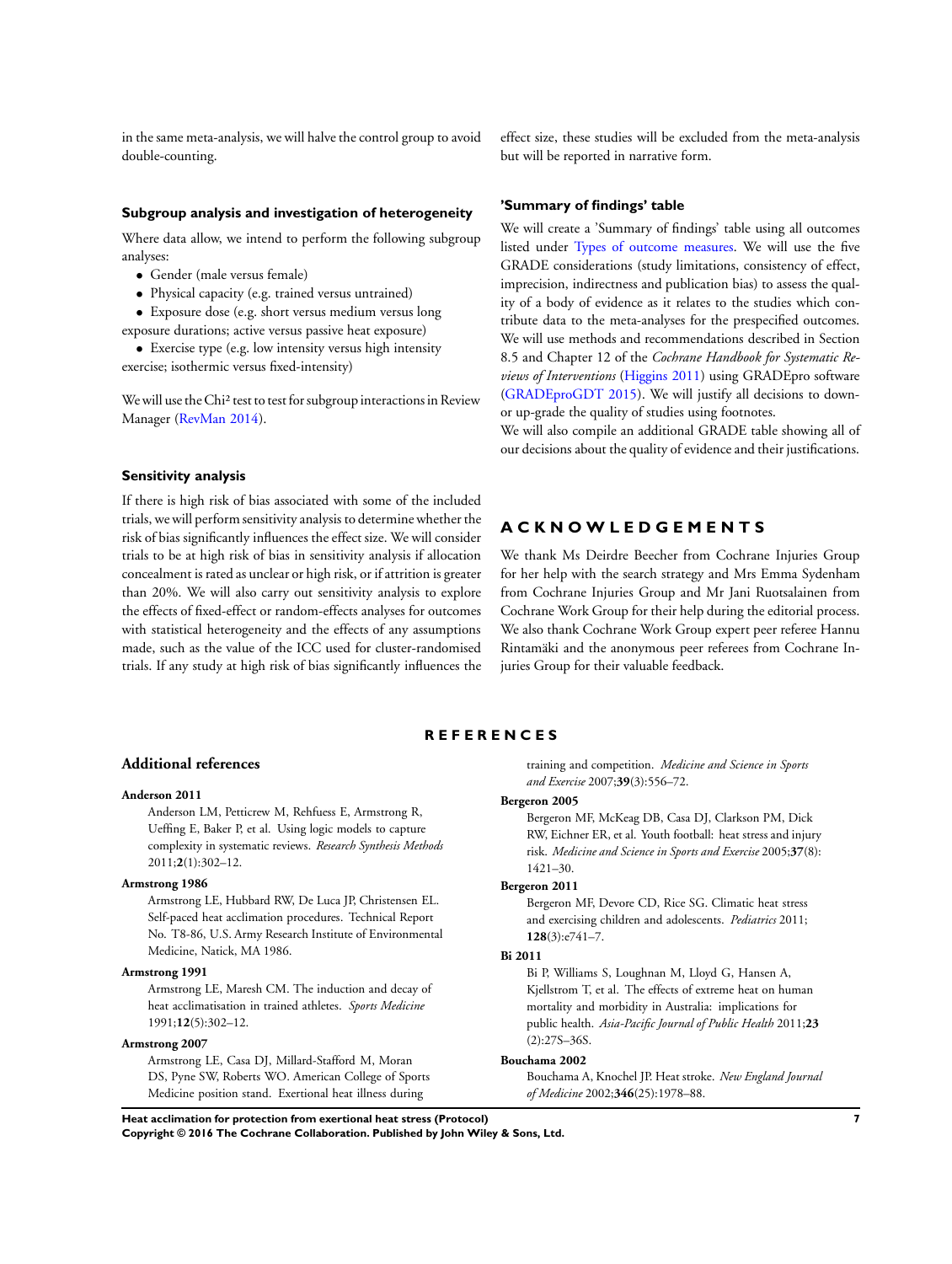in the same meta-analysis, we will halve the control group to avoid double-counting.

### Subgroup analysis and investigation of heterogeneity

Where data allow, we intend to perform the following subgroup analyses:

- Gender (male versus female)
- Physical capacity (e.g. trained versus untrained)
- Exposure dose (e.g. short versus medium versus long exposure durations; active versus passive heat exposure)
- Exercise type (e.g. low intensity versus high intensity exercise; isothermic versus fixed-intensity)

We will use the Chi² test to test for subgroup interactions in Review Manager (RevMan 2014).

### Sensitivity analysis

If there is high risk of bias associated with some of the included trials, we will perform sensitivity analysis to determine whether the risk of bias significantly influences the effect size. We will consider trials to be at high risk of bias in sensitivity analysis if allocation concealment is rated as unclear or high risk, or if attrition is greater than 20%. We will also carry out sensitivity analysis to explore the effects of fixed-effect or random-effects analyses for outcomes with statistical heterogeneity and the effects of any assumptions made, such as the value of the ICC used for cluster-randomised trials. If any study at high risk of bias significantly influences the effect size, these studies will be excluded from the meta-analysis but will be reported in narrative form.

### 'Summary of findings' table

We will create a 'Summary of findings' table using all outcomes listed under Types of outcome measures. We will use the five GRADE considerations (study limitations, consistency of effect, imprecision, indirectness and publication bias) to assess the quality of a body of evidence as it relates to the studies which contribute data to the meta-analyses for the prespecified outcomes. We will use methods and recommendations described in Section 8.5 and Chapter 12 of the *Cochrane Handbook for Systematic Reviews of Interventions* (Higgins 2011) using GRADEpro software (GRADEproGDT 2015). We will justify all decisions to down- or up-grade the quality of studies using footnotes.
We will also compile an additional GRADE table showing all of our decisions about the quality of evidence and their justifications.

## ACKNOWLEDGEMENTS

We thank Ms Deirdre Beecher from Cochrane Injuries Group for her help with the search strategy and Mrs Emma Sydenham from Cochrane Injuries Group and Mr Jani Ruotsalainen from Cochrane Work Group for their help during the editorial process. We also thank Cochrane Work Group expert peer referee Hannu Rintamäki and the anonymous peer referees from Cochrane Injuries Group for their valuable feedback.

## REFERENCES

### Additional references

**Anderson 2011**
Anderson LM, Petticrew M, Rehfuess E, Armstrong R, Ueffing E, Baker P, et al. Using logic models to capture complexity in systematic reviews. *Research Synthesis Methods* 2011;**2**(1):302–12.

**Armstrong 1986**
Armstrong LE, Hubbard RW, De Luca JP, Christensen EL. Self-paced heat acclimation procedures. Technical Report No. T8-86, U.S. Army Research Institute of Environmental Medicine, Natick, MA 1986.

**Armstrong 1991**
Armstrong LE, Maresh CM. The induction and decay of heat acclimatisation in trained athletes. *Sports Medicine* 1991;**12**(5):302–12.

**Armstrong 2007**
Armstrong LE, Casa DJ, Millard-Stafford M, Moran DS, Pyne SW, Roberts WO. American College of Sports Medicine position stand. Exertional heat illness during training and competition. *Medicine and Science in Sports and Exercise* 2007;**39**(3):556–72.

**Bergeron 2005**
Bergeron MF, McKeag DB, Casa DJ, Clarkson PM, Dick RW, Eichner ER, et al. Youth football: heat stress and injury risk. *Medicine and Science in Sports and Exercise* 2005;**37**(8):1421–30.

**Bergeron 2011**
Bergeron MF, Devore CD, Rice SG. Climatic heat stress and exercising children and adolescents. *Pediatrics* 2011;**128**(3):e741–7.

**Bi 2011**
Bi P, Williams S, Loughnan M, Lloyd G, Hansen A, Kjellstrom T, et al. The effects of extreme heat on human mortality and morbidity in Australia: implications for public health. *Asia-Pacific Journal of Public Health* 2011;**23**(2):27S–36S.

**Bouchama 2002**
Bouchama A, Knochel JP. Heat stroke. *New England Journal of Medicine* 2002;**346**(25):1978–88.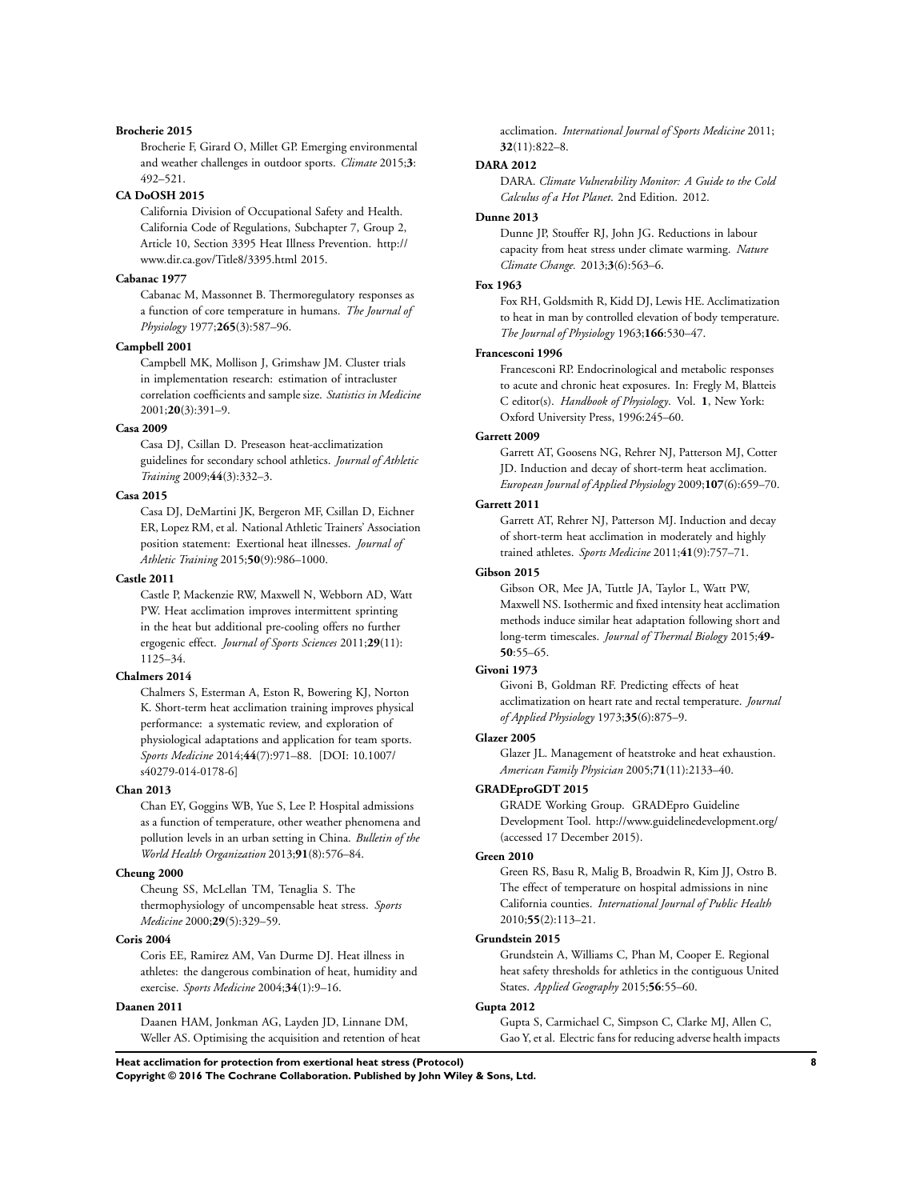**Brocherie 2015**

Brocherie F, Girard O, Millet GP. Emerging environmental and weather challenges in outdoor sports. *Climate* 2015;**3**: 492–521.

**CA DoOSH 2015**

California Division of Occupational Safety and Health. California Code of Regulations, Subchapter 7, Group 2, Article 10, Section 3395 Heat Illness Prevention. http://www.dir.ca.gov/Title8/3395.html 2015.

**Cabanac 1977**

Cabanac M, Massonnet B. Thermoregulatory responses as a function of core temperature in humans. *The Journal of Physiology* 1977;**265**(3):587–96.

**Campbell 2001**

Campbell MK, Mollison J, Grimshaw JM. Cluster trials in implementation research: estimation of intracluster correlation coefficients and sample size. *Statistics in Medicine* 2001;**20**(3):391–9.

**Casa 2009**

Casa DJ, Csillan D. Preseason heat-acclimatization guidelines for secondary school athletics. *Journal of Athletic Training* 2009;**44**(3):332–3.

**Casa 2015**

Casa DJ, DeMartini JK, Bergeron MF, Csillan D, Eichner ER, Lopez RM, et al. National Athletic Trainers' Association position statement: Exertional heat illnesses. *Journal of Athletic Training* 2015;**50**(9):986–1000.

**Castle 2011**

Castle P, Mackenzie RW, Maxwell N, Webborn AD, Watt PW. Heat acclimation improves intermittent sprinting in the heat but additional pre-cooling offers no further ergogenic effect. *Journal of Sports Sciences* 2011;**29**(11): 1125–34.

**Chalmers 2014**

Chalmers S, Esterman A, Eston R, Bowering KJ, Norton K. Short-term heat acclimation training improves physical performance: a systematic review, and exploration of physiological adaptations and application for team sports. *Sports Medicine* 2014;**44**(7):971–88. [DOI: 10.1007/s40279-014-0178-6]

**Chan 2013**

Chan EY, Goggins WB, Yue S, Lee P. Hospital admissions as a function of temperature, other weather phenomena and pollution levels in an urban setting in China. *Bulletin of the World Health Organization* 2013;**91**(8):576–84.

**Cheung 2000**

Cheung SS, McLellan TM, Tenaglia S. The thermophysiology of uncompensable heat stress. *Sports Medicine* 2000;**29**(5):329–59.

**Coris 2004**

Coris EE, Ramirez AM, Van Durme DJ. Heat illness in athletes: the dangerous combination of heat, humidity and exercise. *Sports Medicine* 2004;**34**(1):9–16.

**Daanen 2011**

Daanen HAM, Jonkman AG, Layden JD, Linnane DM, Weller AS. Optimising the acquisition and retention of heat acclimation. *International Journal of Sports Medicine* 2011; **32**(11):822–8.

**DARA 2012**

DARA. *Climate Vulnerability Monitor: A Guide to the Cold Calculus of a Hot Planet*. 2nd Edition. 2012.

**Dunne 2013**

Dunne JP, Stouffer RJ, John JG. Reductions in labour capacity from heat stress under climate warming. *Nature Climate Change.* 2013;**3**(6):563–6.

**Fox 1963**

Fox RH, Goldsmith R, Kidd DJ, Lewis HE. Acclimatization to heat in man by controlled elevation of body temperature. *The Journal of Physiology* 1963;**166**:530–47.

**Francesconi 1996**

Francesconi RP. Endocrinological and metabolic responses to acute and chronic heat exposures. In: Fregly M, Blatteis C editor(s). *Handbook of Physiology*. Vol. **1**, New York: Oxford University Press, 1996:245–60.

**Garrett 2009**

Garrett AT, Goosens NG, Rehrer NJ, Patterson MJ, Cotter JD. Induction and decay of short-term heat acclimation. *European Journal of Applied Physiology* 2009;**107**(6):659–70.

**Garrett 2011**

Garrett AT, Rehrer NJ, Patterson MJ. Induction and decay of short-term heat acclimation in moderately and highly trained athletes. *Sports Medicine* 2011;**41**(9):757–71.

**Gibson 2015**

Gibson OR, Mee JA, Tuttle JA, Taylor L, Watt PW, Maxwell NS. Isothermic and fixed intensity heat acclimation methods induce similar heat adaptation following short and long-term timescales. *Journal of Thermal Biology* 2015;**49-50**:55–65.

**Givoni 1973**

Givoni B, Goldman RF. Predicting effects of heat acclimatization on heart rate and rectal temperature. *Journal of Applied Physiology* 1973;**35**(6):875–9.

**Glazer 2005**

Glazer JL. Management of heatstroke and heat exhaustion. *American Family Physician* 2005;**71**(11):2133–40.

**GRADEproGDT 2015**

GRADE Working Group. GRADEpro Guideline Development Tool. http://www.guidelinedevelopment.org/ (accessed 17 December 2015).

**Green 2010**

Green RS, Basu R, Malig B, Broadwin R, Kim JJ, Ostro B. The effect of temperature on hospital admissions in nine California counties. *International Journal of Public Health* 2010;**55**(2):113–21.

**Grundstein 2015**

Grundstein A, Williams C, Phan M, Cooper E. Regional heat safety thresholds for athletics in the contiguous United States. *Applied Geography* 2015;**56**:55–60.

**Gupta 2012**

Gupta S, Carmichael C, Simpson C, Clarke MJ, Allen C, Gao Y, et al. Electric fans for reducing adverse health impacts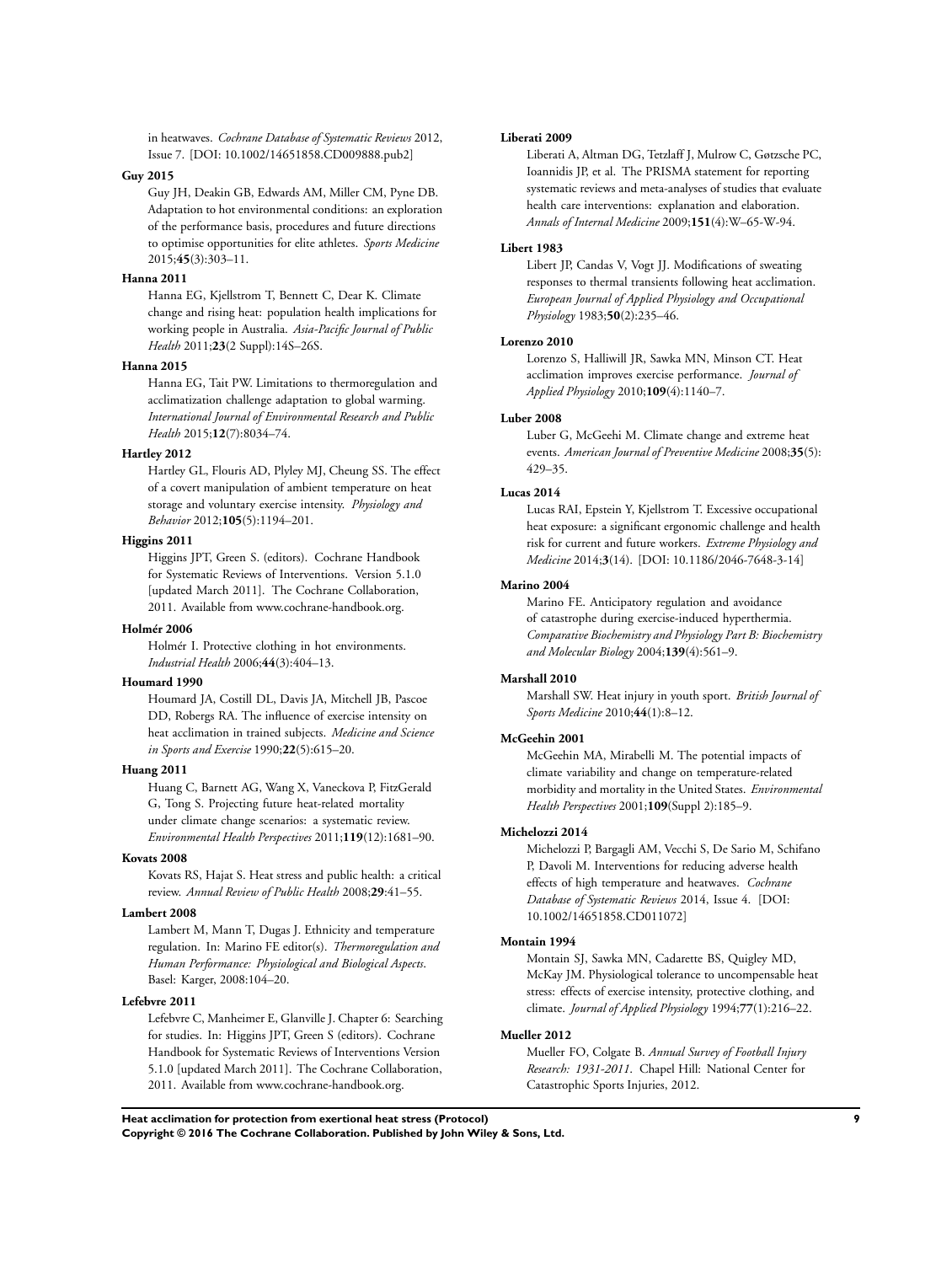in heatwaves. *Cochrane Database of Systematic Reviews* 2012, Issue 7. [DOI: 10.1002/14651858.CD009888.pub2]

**Guy 2015**

Guy JH, Deakin GB, Edwards AM, Miller CM, Pyne DB. Adaptation to hot environmental conditions: an exploration of the performance basis, procedures and future directions to optimise opportunities for elite athletes. *Sports Medicine* 2015;**45**(3):303–11.

**Hanna 2011**

Hanna EG, Kjellstrom T, Bennett C, Dear K. Climate change and rising heat: population health implications for working people in Australia. *Asia-Pacific Journal of Public Health* 2011;**23**(2 Suppl):14S–26S.

**Hanna 2015**

Hanna EG, Tait PW. Limitations to thermoregulation and acclimatization challenge adaptation to global warming. *International Journal of Environmental Research and Public Health* 2015;**12**(7):8034–74.

**Hartley 2012**

Hartley GL, Flouris AD, Plyley MJ, Cheung SS. The effect of a covert manipulation of ambient temperature on heat storage and voluntary exercise intensity. *Physiology and Behavior* 2012;**105**(5):1194–201.

**Higgins 2011**

Higgins JPT, Green S. (editors). Cochrane Handbook for Systematic Reviews of Interventions. Version 5.1.0 [updated March 2011]. The Cochrane Collaboration, 2011. Available from www.cochrane-handbook.org.

**Holmér 2006**

Holmér I. Protective clothing in hot environments. *Industrial Health* 2006;**44**(3):404–13.

**Houmard 1990**

Houmard JA, Costill DL, Davis JA, Mitchell JB, Pascoe DD, Robergs RA. The influence of exercise intensity on heat acclimation in trained subjects. *Medicine and Science in Sports and Exercise* 1990;**22**(5):615–20.

**Huang 2011**

Huang C, Barnett AG, Wang X, Vaneckova P, FitzGerald G, Tong S. Projecting future heat-related mortality under climate change scenarios: a systematic review. *Environmental Health Perspectives* 2011;**119**(12):1681–90.

**Kovats 2008**

Kovats RS, Hajat S. Heat stress and public health: a critical review. *Annual Review of Public Health* 2008;**29**:41–55.

**Lambert 2008**

Lambert M, Mann T, Dugas J. Ethnicity and temperature regulation. In: Marino FE editor(s). *Thermoregulation and Human Performance: Physiological and Biological Aspects*. Basel: Karger, 2008:104–20.

**Lefebvre 2011**

Lefebvre C, Manheimer E, Glanville J. Chapter 6: Searching for studies. In: Higgins JPT, Green S (editors). Cochrane Handbook for Systematic Reviews of Interventions Version 5.1.0 [updated March 2011]. The Cochrane Collaboration, 2011. Available from www.cochrane-handbook.org.

**Liberati 2009**

Liberati A, Altman DG, Tetzlaff J, Mulrow C, Gøtzsche PC, Ioannidis JP, et al. The PRISMA statement for reporting systematic reviews and meta-analyses of studies that evaluate health care interventions: explanation and elaboration. *Annals of Internal Medicine* 2009;**151**(4):W–65-W-94.

**Libert 1983**

Libert JP, Candas V, Vogt JJ. Modifications of sweating responses to thermal transients following heat acclimation. *European Journal of Applied Physiology and Occupational Physiology* 1983;**50**(2):235–46.

**Lorenzo 2010**

Lorenzo S, Halliwill JR, Sawka MN, Minson CT. Heat acclimation improves exercise performance. *Journal of Applied Physiology* 2010;**109**(4):1140–7.

**Luber 2008**

Luber G, McGeehi M. Climate change and extreme heat events. *American Journal of Preventive Medicine* 2008;**35**(5): 429–35.

**Lucas 2014**

Lucas RAI, Epstein Y, Kjellstrom T. Excessive occupational heat exposure: a significant ergonomic challenge and health risk for current and future workers. *Extreme Physiology and Medicine* 2014;**3**(14). [DOI: 10.1186/2046-7648-3-14]

**Marino 2004**

Marino FE. Anticipatory regulation and avoidance of catastrophe during exercise-induced hyperthermia. *Comparative Biochemistry and Physiology Part B: Biochemistry and Molecular Biology* 2004;**139**(4):561–9.

**Marshall 2010**

Marshall SW. Heat injury in youth sport. *British Journal of Sports Medicine* 2010;**44**(1):8–12.

**McGeehin 2001**

McGeehin MA, Mirabelli M. The potential impacts of climate variability and change on temperature-related morbidity and mortality in the United States. *Environmental Health Perspectives* 2001;**109**(Suppl 2):185–9.

**Michelozzi 2014**

Michelozzi P, Bargagli AM, Vecchi S, De Sario M, Schifano P, Davoli M. Interventions for reducing adverse health effects of high temperature and heatwaves. *Cochrane Database of Systematic Reviews* 2014, Issue 4. [DOI: 10.1002/14651858.CD011072]

**Montain 1994**

Montain SJ, Sawka MN, Cadarette BS, Quigley MD, McKay JM. Physiological tolerance to uncompensable heat stress: effects of exercise intensity, protective clothing, and climate. *Journal of Applied Physiology* 1994;**77**(1):216–22.

**Mueller 2012**

Mueller FO, Colgate B. *Annual Survey of Football Injury Research: 1931-2011*. Chapel Hill: National Center for Catastrophic Sports Injuries, 2012.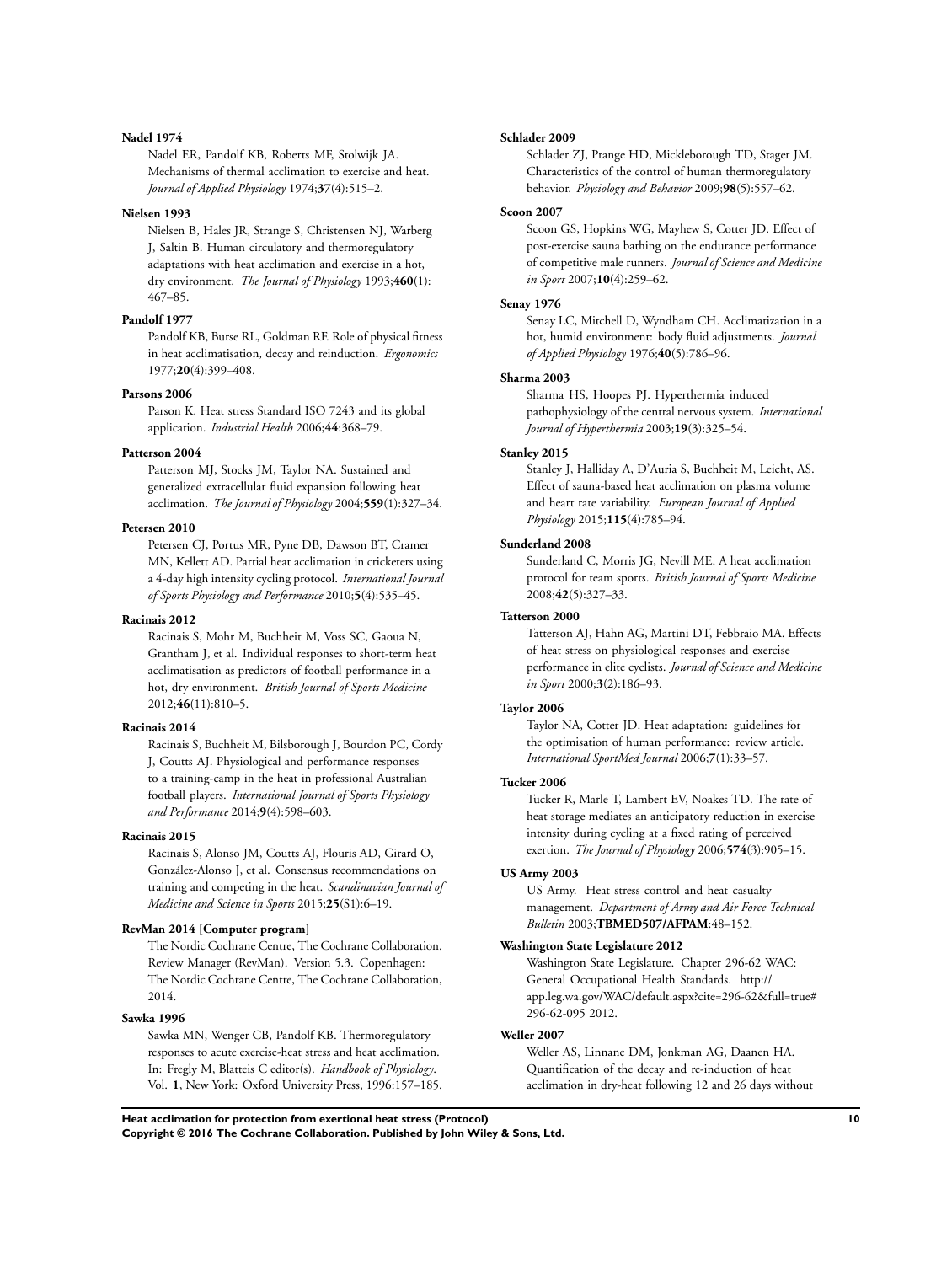**Nadel 1974**

Nadel ER, Pandolf KB, Roberts MF, Stolwijk JA. Mechanisms of thermal acclimation to exercise and heat. *Journal of Applied Physiology* 1974;**37**(4):515–2.

**Nielsen 1993**

Nielsen B, Hales JR, Strange S, Christensen NJ, Warberg J, Saltin B. Human circulatory and thermoregulatory adaptations with heat acclimation and exercise in a hot, dry environment. *The Journal of Physiology* 1993;**460**(1): 467–85.

**Pandolf 1977**

Pandolf KB, Burse RL, Goldman RF. Role of physical fitness in heat acclimatisation, decay and reinduction. *Ergonomics* 1977;**20**(4):399–408.

**Parsons 2006**

Parson K. Heat stress Standard ISO 7243 and its global application. *Industrial Health* 2006;**44**:368–79.

**Patterson 2004**

Patterson MJ, Stocks JM, Taylor NA. Sustained and generalized extracellular fluid expansion following heat acclimation. *The Journal of Physiology* 2004;**559**(1):327–34.

**Petersen 2010**

Petersen CJ, Portus MR, Pyne DB, Dawson BT, Cramer MN, Kellett AD. Partial heat acclimation in cricketers using a 4-day high intensity cycling protocol. *International Journal of Sports Physiology and Performance* 2010;**5**(4):535–45.

**Racinais 2012**

Racinais S, Mohr M, Buchheit M, Voss SC, Gaoua N, Grantham J, et al. Individual responses to short-term heat acclimatisation as predictors of football performance in a hot, dry environment. *British Journal of Sports Medicine* 2012;**46**(11):810–5.

**Racinais 2014**

Racinais S, Buchheit M, Bilsborough J, Bourdon PC, Cordy J, Coutts AJ. Physiological and performance responses to a training-camp in the heat in professional Australian football players. *International Journal of Sports Physiology and Performance* 2014;**9**(4):598–603.

**Racinais 2015**

Racinais S, Alonso JM, Coutts AJ, Flouris AD, Girard O, González-Alonso J, et al. Consensus recommendations on training and competing in the heat. *Scandinavian Journal of Medicine and Science in Sports* 2015;**25**(S1):6–19.

**RevMan 2014 [Computer program]**

The Nordic Cochrane Centre, The Cochrane Collaboration. Review Manager (RevMan). Version 5.3. Copenhagen: The Nordic Cochrane Centre, The Cochrane Collaboration, 2014.

**Sawka 1996**

Sawka MN, Wenger CB, Pandolf KB. Thermoregulatory responses to acute exercise-heat stress and heat acclimation. In: Fregly M, Blatteis C editor(s). *Handbook of Physiology*. Vol. **1**, New York: Oxford University Press, 1996:157–185.

**Schlader 2009**

Schlader ZJ, Prange HD, Mickleborough TD, Stager JM. Characteristics of the control of human thermoregulatory behavior. *Physiology and Behavior* 2009;**98**(5):557–62.

**Scoon 2007**

Scoon GS, Hopkins WG, Mayhew S, Cotter JD. Effect of post-exercise sauna bathing on the endurance performance of competitive male runners. *Journal of Science and Medicine in Sport* 2007;**10**(4):259–62.

**Senay 1976**

Senay LC, Mitchell D, Wyndham CH. Acclimatization in a hot, humid environment: body fluid adjustments. *Journal of Applied Physiology* 1976;**40**(5):786–96.

**Sharma 2003**

Sharma HS, Hoopes PJ. Hyperthermia induced pathophysiology of the central nervous system. *International Journal of Hyperthermia* 2003;**19**(3):325–54.

**Stanley 2015**

Stanley J, Halliday A, D'Auria S, Buchheit M, Leicht, AS. Effect of sauna-based heat acclimation on plasma volume and heart rate variability. *European Journal of Applied Physiology* 2015;**115**(4):785–94.

**Sunderland 2008**

Sunderland C, Morris JG, Nevill ME. A heat acclimation protocol for team sports. *British Journal of Sports Medicine* 2008;**42**(5):327–33.

**Tatterson 2000**

Tatterson AJ, Hahn AG, Martini DT, Febbraio MA. Effects of heat stress on physiological responses and exercise performance in elite cyclists. *Journal of Science and Medicine in Sport* 2000;**3**(2):186–93.

**Taylor 2006**

Taylor NA, Cotter JD. Heat adaptation: guidelines for the optimisation of human performance: review article. *International SportMed Journal* 2006;**7**(1):33–57.

**Tucker 2006**

Tucker R, Marle T, Lambert EV, Noakes TD. The rate of heat storage mediates an anticipatory reduction in exercise intensity during cycling at a fixed rating of perceived exertion. *The Journal of Physiology* 2006;**574**(3):905–15.

**US Army 2003**

US Army. Heat stress control and heat casualty management. *Department of Army and Air Force Technical Bulletin* 2003;**TBMED507/AFPAM**:48–152.

**Washington State Legislature 2012**

Washington State Legislature. Chapter 296-62 WAC: General Occupational Health Standards. http://app.leg.wa.gov/WAC/default.aspx?cite=296-62&full=true#296-62-095 2012.

**Weller 2007**

Weller AS, Linnane DM, Jonkman AG, Daanen HA. Quantification of the decay and re-induction of heat acclimation in dry-heat following 12 and 26 days without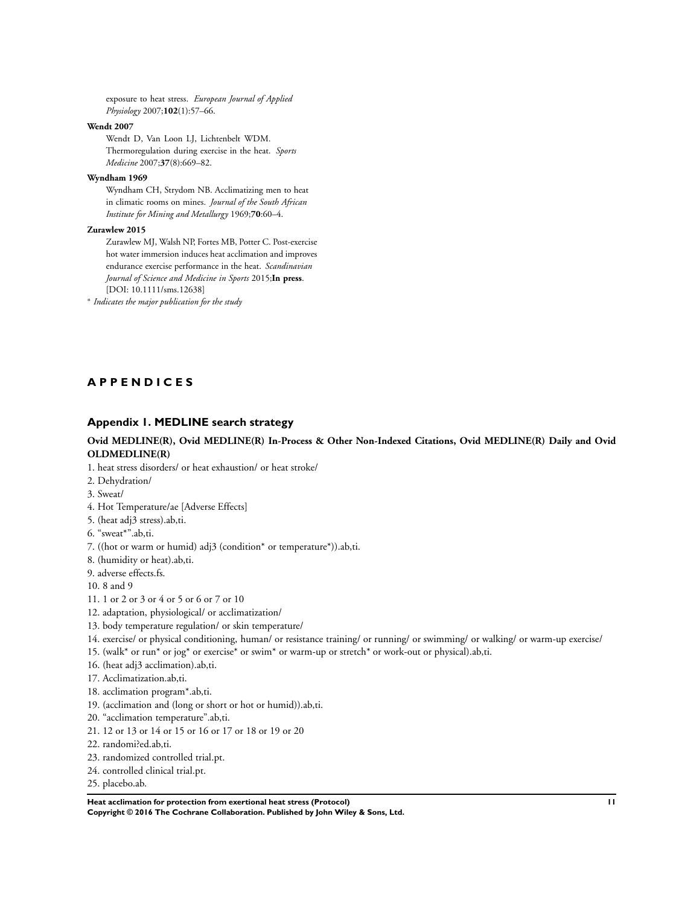exposure to heat stress. *European Journal of Applied Physiology* 2007;**102**(1):57–66.

**Wendt 2007**

Wendt D, Van Loon LJ, Lichtenbelt WDM. Thermoregulation during exercise in the heat. *Sports Medicine* 2007;**37**(8):669–82.

**Wyndham 1969**

Wyndham CH, Strydom NB. Acclimatizing men to heat in climatic rooms on mines. *Journal of the South African Institute for Mining and Metallurgy* 1969;**70**:60–4.

**Zurawlew 2015**

Zurawlew MJ, Walsh NP, Fortes MB, Potter C. Post-exercise hot water immersion induces heat acclimation and improves endurance exercise performance in the heat. *Scandinavian Journal of Science and Medicine in Sports* 2015;**In press**. [DOI: 10.1111/sms.12638]

* *Indicates the major publication for the study*

# APPENDICES

## Appendix 1. MEDLINE search strategy

**Ovid MEDLINE(R), Ovid MEDLINE(R) In-Process & Other Non-Indexed Citations, Ovid MEDLINE(R) Daily and Ovid OLDMEDLINE(R)**

1. heat stress disorders/ or heat exhaustion/ or heat stroke/
2. Dehydration/
3. Sweat/
4. Hot Temperature/ae [Adverse Effects]
5. (heat adj3 stress).ab,ti.
6. "sweat*".ab,ti.
7. ((hot or warm or humid) adj3 (condition* or temperature*)).ab,ti.
8. (humidity or heat).ab,ti.
9. adverse effects.fs.
10. 8 and 9
11. 1 or 2 or 3 or 4 or 5 or 6 or 7 or 10
12. adaptation, physiological/ or acclimatization/
13. body temperature regulation/ or skin temperature/
14. exercise/ or physical conditioning, human/ or resistance training/ or running/ or swimming/ or walking/ or warm-up exercise/
15. (walk* or run* or jog* or exercise* or swim* or warm-up or stretch* or work-out or physical).ab,ti.
16. (heat adj3 acclimation).ab,ti.
17. Acclimatization.ab,ti.
18. acclimation program*.ab,ti.
19. (acclimation and (long or short or hot or humid)).ab,ti.
20. "acclimation temperature".ab,ti.
21. 12 or 13 or 14 or 15 or 16 or 17 or 18 or 19 or 20
22. randomi?ed.ab,ti.
23. randomized controlled trial.pt.
24. controlled clinical trial.pt.
25. placebo.ab.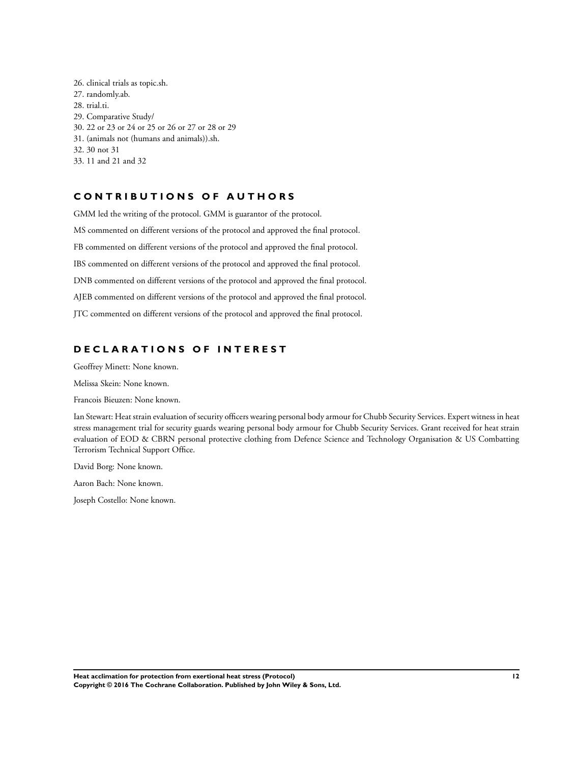26. clinical trials as topic.sh.
27. randomly.ab.
28. trial.ti.
29. Comparative Study/
30. 22 or 23 or 24 or 25 or 26 or 27 or 28 or 29
31. (animals not (humans and animals)).sh.
32. 30 not 31
33. 11 and 21 and 32

## CONTRIBUTIONS OF AUTHORS

GMM led the writing of the protocol. GMM is guarantor of the protocol.

MS commented on different versions of the protocol and approved the final protocol.

FB commented on different versions of the protocol and approved the final protocol.

IBS commented on different versions of the protocol and approved the final protocol.

DNB commented on different versions of the protocol and approved the final protocol.

AJEB commented on different versions of the protocol and approved the final protocol.

JTC commented on different versions of the protocol and approved the final protocol.

## DECLARATIONS OF INTEREST

Geoffrey Minett: None known.

Melissa Skein: None known.

Francois Bieuzen: None known.

Ian Stewart: Heat strain evaluation of security officers wearing personal body armour for Chubb Security Services. Expert witness in heat stress management trial for security guards wearing personal body armour for Chubb Security Services. Grant received for heat strain evaluation of EOD & CBRN personal protective clothing from Defence Science and Technology Organisation & US Combatting Terrorism Technical Support Office.

David Borg: None known.

Aaron Bach: None known.

Joseph Costello: None known.